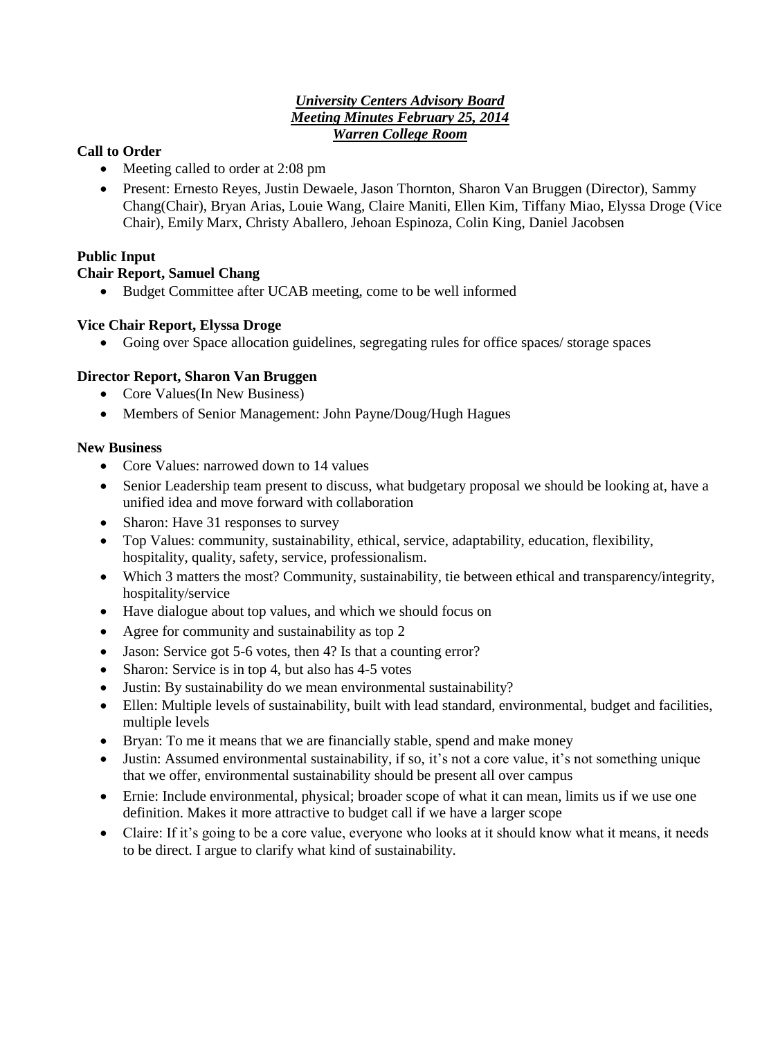***University Centers Advisory Board***
***Meeting Minutes February 25, 2014***
***Warren College Room***

**Call to Order**

- Meeting called to order at 2:08 pm
- Present: Ernesto Reyes, Justin Dewaele, Jason Thornton, Sharon Van Bruggen (Director), Sammy Chang(Chair), Bryan Arias, Louie Wang, Claire Maniti, Ellen Kim, Tiffany Miao, Elyssa Droge (Vice Chair), Emily Marx, Christy Aballero, Jehoan Espinoza, Colin King, Daniel Jacobsen

**Public Input**

**Chair Report, Samuel Chang**

- Budget Committee after UCAB meeting, come to be well informed

**Vice Chair Report, Elyssa Droge**

- Going over Space allocation guidelines, segregating rules for office spaces/ storage spaces

**Director Report, Sharon Van Bruggen**

- Core Values(In New Business)
- Members of Senior Management: John Payne/Doug/Hugh Hagues

**New Business**

- Core Values: narrowed down to 14 values
- Senior Leadership team present to discuss, what budgetary proposal we should be looking at, have a unified idea and move forward with collaboration
- Sharon: Have 31 responses to survey
- Top Values: community, sustainability, ethical, service, adaptability, education, flexibility, hospitality, quality, safety, service, professionalism.
- Which 3 matters the most? Community, sustainability, tie between ethical and transparency/integrity, hospitality/service
- Have dialogue about top values, and which we should focus on
- Agree for community and sustainability as top 2
- Jason: Service got 5-6 votes, then 4? Is that a counting error?
- Sharon: Service is in top 4, but also has 4-5 votes
- Justin: By sustainability do we mean environmental sustainability?
- Ellen: Multiple levels of sustainability, built with lead standard, environmental, budget and facilities, multiple levels
- Bryan: To me it means that we are financially stable, spend and make money
- Justin: Assumed environmental sustainability, if so, it's not a core value, it's not something unique that we offer, environmental sustainability should be present all over campus
- Ernie: Include environmental, physical; broader scope of what it can mean, limits us if we use one definition. Makes it more attractive to budget call if we have a larger scope
- Claire: If it's going to be a core value, everyone who looks at it should know what it means, it needs to be direct. I argue to clarify what kind of sustainability.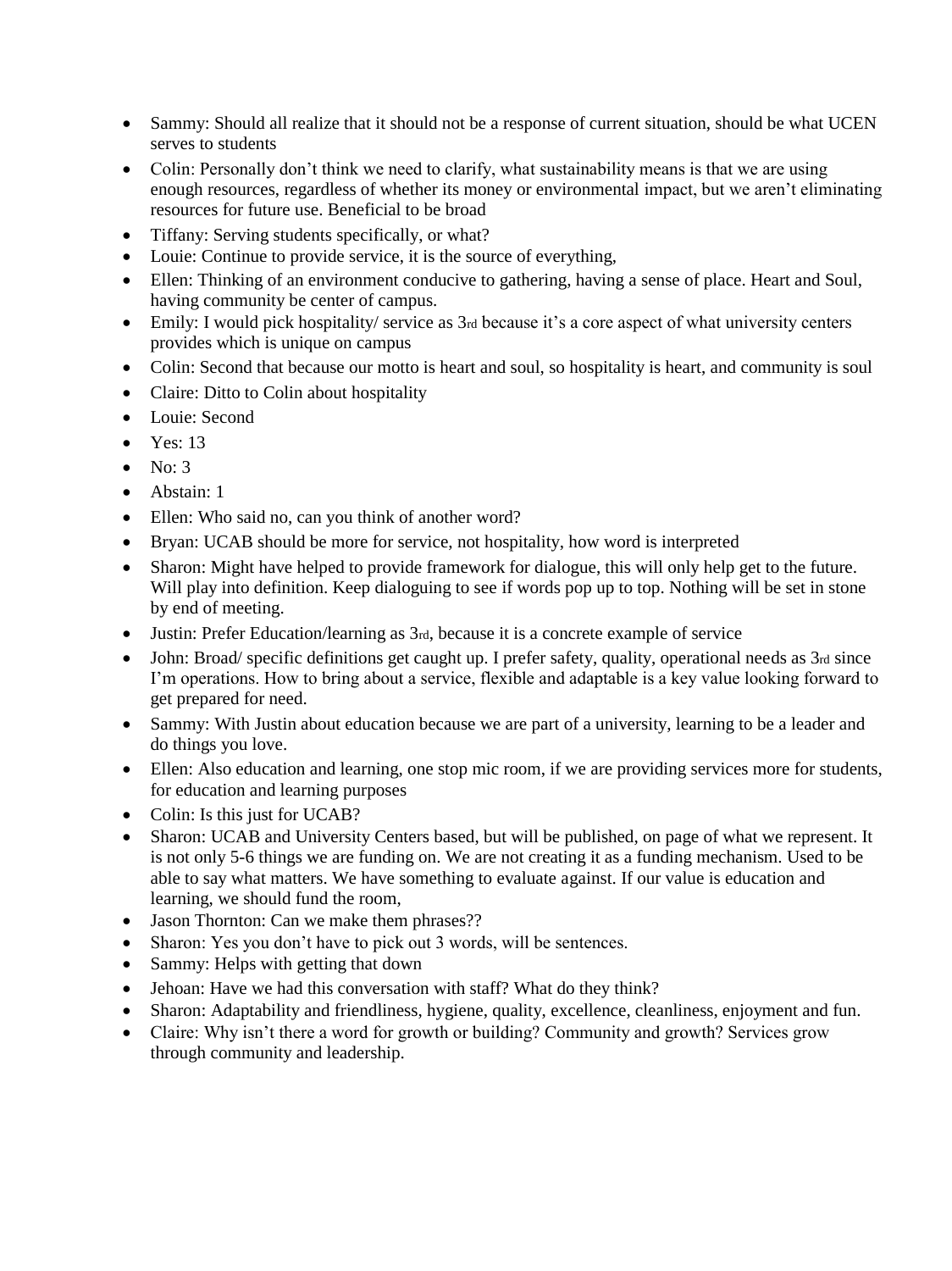- Sammy: Should all realize that it should not be a response of current situation, should be what UCEN serves to students
- Colin: Personally don't think we need to clarify, what sustainability means is that we are using enough resources, regardless of whether its money or environmental impact, but we aren't eliminating resources for future use. Beneficial to be broad
- Tiffany: Serving students specifically, or what?
- Louie: Continue to provide service, it is the source of everything,
- Ellen: Thinking of an environment conducive to gathering, having a sense of place. Heart and Soul, having community be center of campus.
- Emily: I would pick hospitality/ service as 3rd because it's a core aspect of what university centers provides which is unique on campus
- Colin: Second that because our motto is heart and soul, so hospitality is heart, and community is soul
- Claire: Ditto to Colin about hospitality
- Louie: Second
- Yes: 13
- No: 3
- Abstain: 1
- Ellen: Who said no, can you think of another word?
- Bryan: UCAB should be more for service, not hospitality, how word is interpreted
- Sharon: Might have helped to provide framework for dialogue, this will only help get to the future. Will play into definition. Keep dialoguing to see if words pop up to top. Nothing will be set in stone by end of meeting.
- Justin: Prefer Education/learning as 3rd, because it is a concrete example of service
- John: Broad/ specific definitions get caught up. I prefer safety, quality, operational needs as 3rd since I'm operations. How to bring about a service, flexible and adaptable is a key value looking forward to get prepared for need.
- Sammy: With Justin about education because we are part of a university, learning to be a leader and do things you love.
- Ellen: Also education and learning, one stop mic room, if we are providing services more for students, for education and learning purposes
- Colin: Is this just for UCAB?
- Sharon: UCAB and University Centers based, but will be published, on page of what we represent. It is not only 5-6 things we are funding on. We are not creating it as a funding mechanism. Used to be able to say what matters. We have something to evaluate against. If our value is education and learning, we should fund the room,
- Jason Thornton: Can we make them phrases??
- Sharon: Yes you don't have to pick out 3 words, will be sentences.
- Sammy: Helps with getting that down
- Jehoan: Have we had this conversation with staff? What do they think?
- Sharon: Adaptability and friendliness, hygiene, quality, excellence, cleanliness, enjoyment and fun.
- Claire: Why isn't there a word for growth or building? Community and growth? Services grow through community and leadership.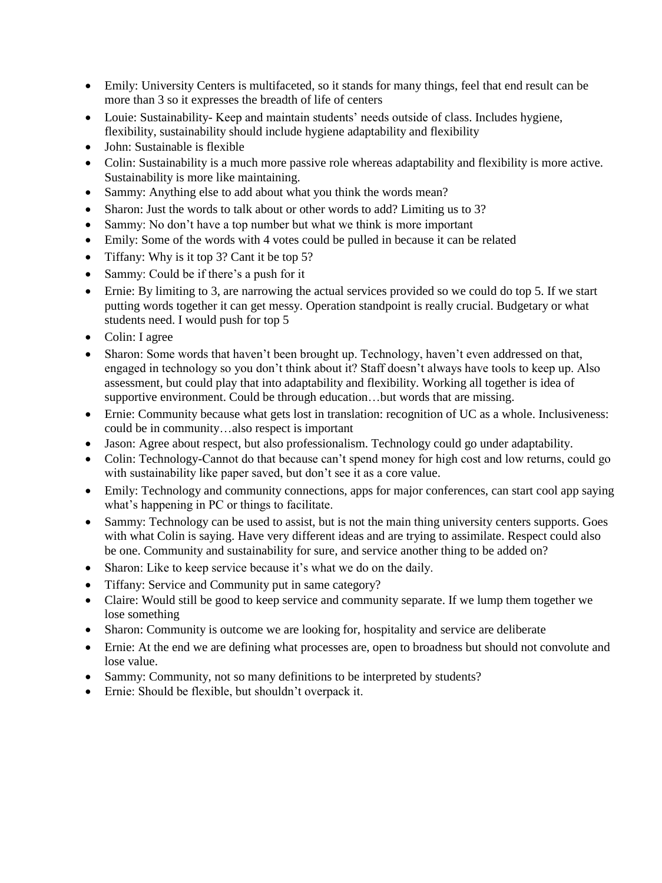- Emily: University Centers is multifaceted, so it stands for many things, feel that end result can be more than 3 so it expresses the breadth of life of centers
- Louie: Sustainability- Keep and maintain students' needs outside of class. Includes hygiene, flexibility, sustainability should include hygiene adaptability and flexibility
- John: Sustainable is flexible
- Colin: Sustainability is a much more passive role whereas adaptability and flexibility is more active. Sustainability is more like maintaining.
- Sammy: Anything else to add about what you think the words mean?
- Sharon: Just the words to talk about or other words to add? Limiting us to 3?
- Sammy: No don't have a top number but what we think is more important
- Emily: Some of the words with 4 votes could be pulled in because it can be related
- Tiffany: Why is it top 3? Cant it be top 5?
- Sammy: Could be if there's a push for it
- Ernie: By limiting to 3, are narrowing the actual services provided so we could do top 5. If we start putting words together it can get messy. Operation standpoint is really crucial. Budgetary or what students need. I would push for top 5
- Colin: I agree
- Sharon: Some words that haven't been brought up. Technology, haven't even addressed on that, engaged in technology so you don't think about it? Staff doesn't always have tools to keep up. Also assessment, but could play that into adaptability and flexibility. Working all together is idea of supportive environment. Could be through education…but words that are missing.
- Ernie: Community because what gets lost in translation: recognition of UC as a whole. Inclusiveness: could be in community…also respect is important
- Jason: Agree about respect, but also professionalism. Technology could go under adaptability.
- Colin: Technology-Cannot do that because can't spend money for high cost and low returns, could go with sustainability like paper saved, but don't see it as a core value.
- Emily: Technology and community connections, apps for major conferences, can start cool app saying what's happening in PC or things to facilitate.
- Sammy: Technology can be used to assist, but is not the main thing university centers supports. Goes with what Colin is saying. Have very different ideas and are trying to assimilate. Respect could also be one. Community and sustainability for sure, and service another thing to be added on?
- Sharon: Like to keep service because it's what we do on the daily.
- Tiffany: Service and Community put in same category?
- Claire: Would still be good to keep service and community separate. If we lump them together we lose something
- Sharon: Community is outcome we are looking for, hospitality and service are deliberate
- Ernie: At the end we are defining what processes are, open to broadness but should not convolute and lose value.
- Sammy: Community, not so many definitions to be interpreted by students?
- Ernie: Should be flexible, but shouldn't overpack it.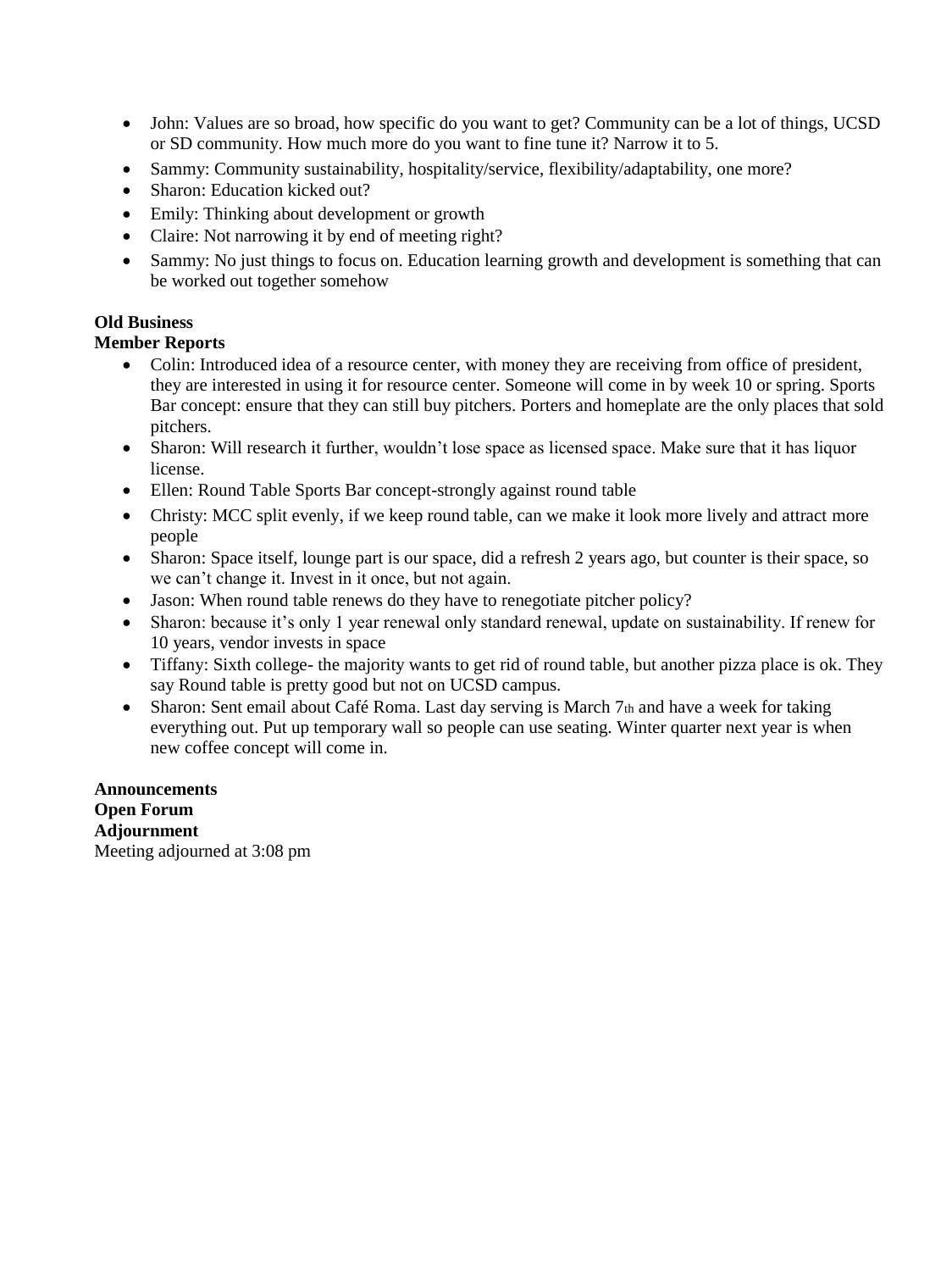- John: Values are so broad, how specific do you want to get? Community can be a lot of things, UCSD or SD community. How much more do you want to fine tune it? Narrow it to 5.
- Sammy: Community sustainability, hospitality/service, flexibility/adaptability, one more?
- Sharon: Education kicked out?
- Emily: Thinking about development or growth
- Claire: Not narrowing it by end of meeting right?
- Sammy: No just things to focus on. Education learning growth and development is something that can be worked out together somehow

**Old Business**

**Member Reports**

- Colin: Introduced idea of a resource center, with money they are receiving from office of president, they are interested in using it for resource center. Someone will come in by week 10 or spring. Sports Bar concept: ensure that they can still buy pitchers. Porters and homeplate are the only places that sold pitchers.
- Sharon: Will research it further, wouldn't lose space as licensed space. Make sure that it has liquor license.
- Ellen: Round Table Sports Bar concept-strongly against round table
- Christy: MCC split evenly, if we keep round table, can we make it look more lively and attract more people
- Sharon: Space itself, lounge part is our space, did a refresh 2 years ago, but counter is their space, so we can't change it. Invest in it once, but not again.
- Jason: When round table renews do they have to renegotiate pitcher policy?
- Sharon: because it's only 1 year renewal only standard renewal, update on sustainability. If renew for 10 years, vendor invests in space
- Tiffany: Sixth college- the majority wants to get rid of round table, but another pizza place is ok. They say Round table is pretty good but not on UCSD campus.
- Sharon: Sent email about Café Roma. Last day serving is March 7th and have a week for taking everything out. Put up temporary wall so people can use seating. Winter quarter next year is when new coffee concept will come in.

**Announcements**

**Open Forum**

**Adjournment**

Meeting adjourned at 3:08 pm